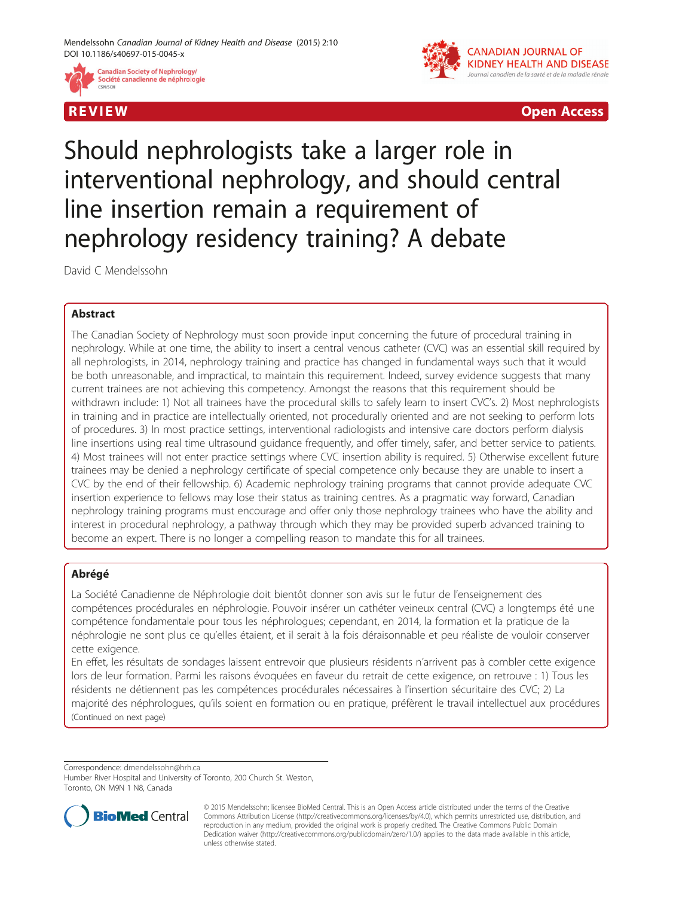REVIEW Open Access

# Should nephrologists take a larger role in interventional nephrology, and should central line insertion remain a requirement of nephrology residency training? A debate

David C Mendelssohn

## Abstract

The Canadian Society of Nephrology must soon provide input concerning the future of procedural training in nephrology. While at one time, the ability to insert a central venous catheter (CVC) was an essential skill required by all nephrologists, in 2014, nephrology training and practice has changed in fundamental ways such that it would be both unreasonable, and impractical, to maintain this requirement. Indeed, survey evidence suggests that many current trainees are not achieving this competency. Amongst the reasons that this requirement should be withdrawn include: 1) Not all trainees have the procedural skills to safely learn to insert CVC's. 2) Most nephrologists in training and in practice are intellectually oriented, not procedurally oriented and are not seeking to perform lots of procedures. 3) In most practice settings, interventional radiologists and intensive care doctors perform dialysis line insertions using real time ultrasound guidance frequently, and offer timely, safer, and better service to patients. 4) Most trainees will not enter practice settings where CVC insertion ability is required. 5) Otherwise excellent future trainees may be denied a nephrology certificate of special competence only because they are unable to insert a CVC by the end of their fellowship. 6) Academic nephrology training programs that cannot provide adequate CVC insertion experience to fellows may lose their status as training centres. As a pragmatic way forward, Canadian nephrology training programs must encourage and offer only those nephrology trainees who have the ability and interest in procedural nephrology, a pathway through which they may be provided superb advanced training to become an expert. There is no longer a compelling reason to mandate this for all trainees.

## Abrégé

La Société Canadienne de Néphrologie doit bientôt donner son avis sur le futur de l'enseignement des compétences procédurales en néphrologie. Pouvoir insérer un cathéter veineux central (CVC) a longtemps été une compétence fondamentale pour tous les néphrologues; cependant, en 2014, la formation et la pratique de la néphrologie ne sont plus ce qu'elles étaient, et il serait à la fois déraisonnable et peu réaliste de vouloir conserver cette exigence.

En effet, les résultats de sondages laissent entrevoir que plusieurs résidents n'arrivent pas à combler cette exigence lors de leur formation. Parmi les raisons évoquées en faveur du retrait de cette exigence, on retrouve : 1) Tous les résidents ne détiennent pas les compétences procédurales nécessaires à l'insertion sécuritaire des CVC; 2) La majorité des néphrologues, qu'ils soient en formation ou en pratique, préfèrent le travail intellectuel aux procédures

(Continued on next page)

Correspondence: dmendelssohn@hrh.ca

Humber River Hospital and University of Toronto, 200 Church St. Weston, Toronto, ON M9N 1 N8, Canada

© 2015 Mendelssohn; licensee BioMed Central. This is an Open Access article distributed under the terms of the Creative Commons Attribution License (http://creativecommons.org/licenses/by/4.0), which permits unrestricted use, distribution, and reproduction in any medium, provided the original work is properly credited. The Creative Commons Public Domain Dedication waiver (http://creativecommons.org/publicdomain/zero/1.0/) applies to the data made available in this article, unless otherwise stated.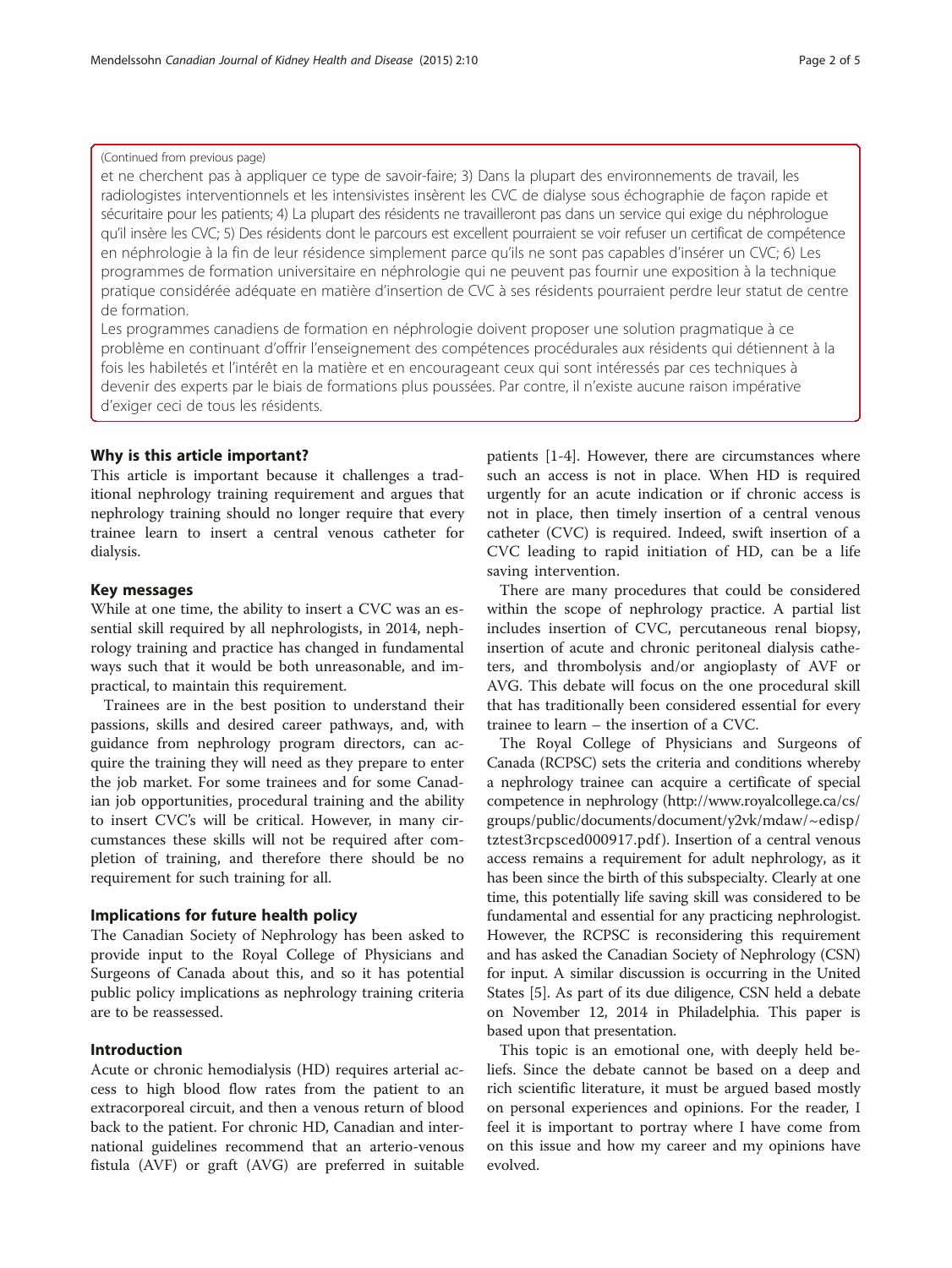(Continued from previous page)

et ne cherchent pas à appliquer ce type de savoir-faire; 3) Dans la plupart des environnements de travail, les radiologistes interventionnels et les intensivistes insèrent les CVC de dialyse sous échographie de façon rapide et sécuritaire pour les patients; 4) La plupart des résidents ne travailleront pas dans un service qui exige du néphrologue qu'il insère les CVC; 5) Des résidents dont le parcours est excellent pourraient se voir refuser un certificat de compétence en néphrologie à la fin de leur résidence simplement parce qu'ils ne sont pas capables d'insérer un CVC; 6) Les programmes de formation universitaire en néphrologie qui ne peuvent pas fournir une exposition à la technique pratique considérée adéquate en matière d'insertion de CVC à ses résidents pourraient perdre leur statut de centre de formation.

Les programmes canadiens de formation en néphrologie doivent proposer une solution pragmatique à ce problème en continuant d'offrir l'enseignement des compétences procédurales aux résidents qui détiennent à la fois les habiletés et l'intérêt en la matière et en encourageant ceux qui sont intéressés par ces techniques à devenir des experts par le biais de formations plus poussées. Par contre, il n'existe aucune raison impérative d'exiger ceci de tous les résidents.

## Why is this article important?

This article is important because it challenges a traditional nephrology training requirement and argues that nephrology training should no longer require that every trainee learn to insert a central venous catheter for dialysis.

## Key messages

While at one time, the ability to insert a CVC was an essential skill required by all nephrologists, in 2014, nephrology training and practice has changed in fundamental ways such that it would be both unreasonable, and impractical, to maintain this requirement.

Trainees are in the best position to understand their passions, skills and desired career pathways, and, with guidance from nephrology program directors, can acquire the training they will need as they prepare to enter the job market. For some trainees and for some Canadian job opportunities, procedural training and the ability to insert CVC's will be critical. However, in many circumstances these skills will not be required after completion of training, and therefore there should be no requirement for such training for all.

## Implications for future health policy

The Canadian Society of Nephrology has been asked to provide input to the Royal College of Physicians and Surgeons of Canada about this, and so it has potential public policy implications as nephrology training criteria are to be reassessed.

## Introduction

Acute or chronic hemodialysis (HD) requires arterial access to high blood flow rates from the patient to an extracorporeal circuit, and then a venous return of blood back to the patient. For chronic HD, Canadian and international guidelines recommend that an arterio-venous fistula (AVF) or graft (AVG) are preferred in suitable patients [1-4]. However, there are circumstances where such an access is not in place. When HD is required urgently for an acute indication or if chronic access is not in place, then timely insertion of a central venous catheter (CVC) is required. Indeed, swift insertion of a CVC leading to rapid initiation of HD, can be a life saving intervention.

There are many procedures that could be considered within the scope of nephrology practice. A partial list includes insertion of CVC, percutaneous renal biopsy, insertion of acute and chronic peritoneal dialysis catheters, and thrombolysis and/or angioplasty of AVF or AVG. This debate will focus on the one procedural skill that has traditionally been considered essential for every trainee to learn – the insertion of a CVC.

The Royal College of Physicians and Surgeons of Canada (RCPSC) sets the criteria and conditions whereby a nephrology trainee can acquire a certificate of special competence in nephrology (http://www.royalcollege.ca/cs/groups/public/documents/document/y2vk/mdaw/~edisp/tztest3rcpsced000917.pdf). Insertion of a central venous access remains a requirement for adult nephrology, as it has been since the birth of this subspecialty. Clearly at one time, this potentially life saving skill was considered to be fundamental and essential for any practicing nephrologist. However, the RCPSC is reconsidering this requirement and has asked the Canadian Society of Nephrology (CSN) for input. A similar discussion is occurring in the United States [5]. As part of its due diligence, CSN held a debate on November 12, 2014 in Philadelphia. This paper is based upon that presentation.

This topic is an emotional one, with deeply held beliefs. Since the debate cannot be based on a deep and rich scientific literature, it must be argued based mostly on personal experiences and opinions. For the reader, I feel it is important to portray where I have come from on this issue and how my career and my opinions have evolved.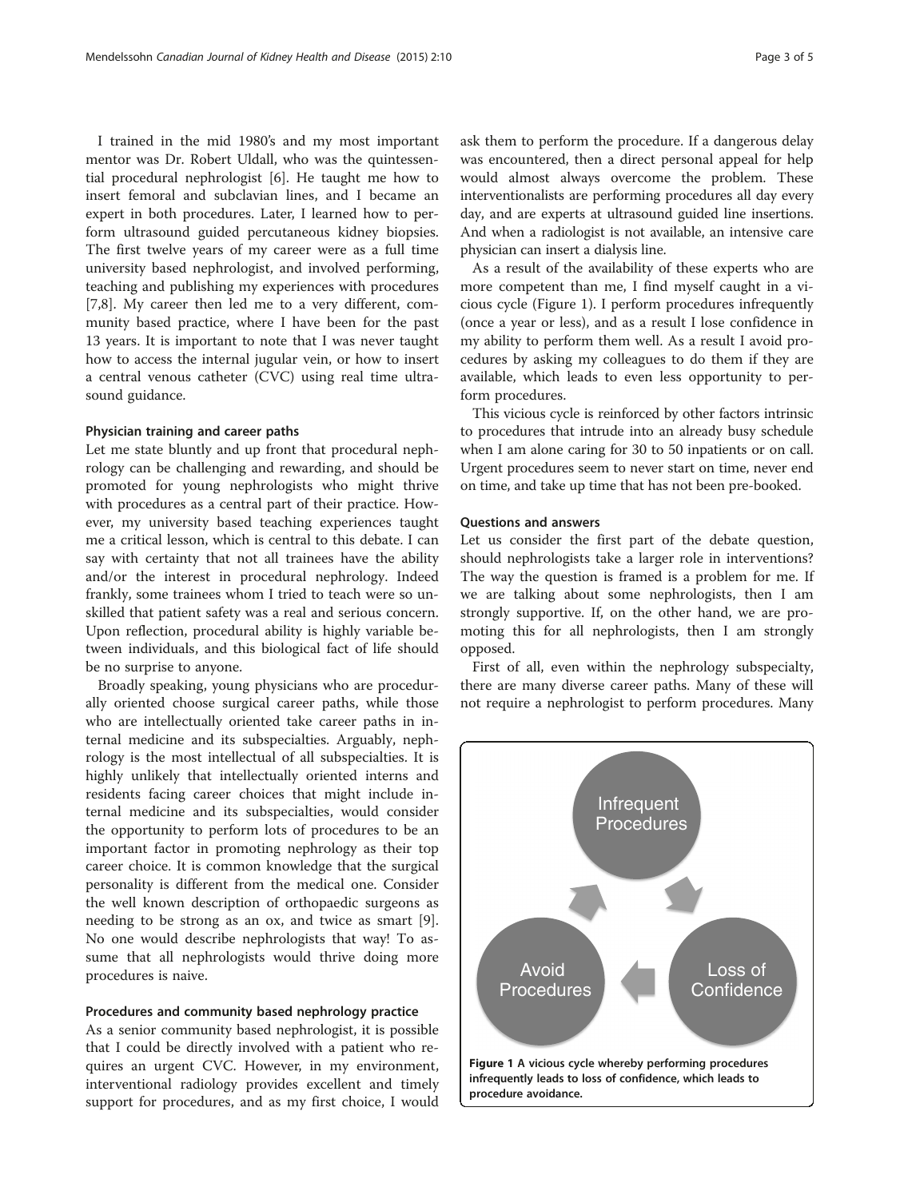I trained in the mid 1980's and my most important mentor was Dr. Robert Uldall, who was the quintessential procedural nephrologist [6]. He taught me how to insert femoral and subclavian lines, and I became an expert in both procedures. Later, I learned how to perform ultrasound guided percutaneous kidney biopsies. The first twelve years of my career were as a full time university based nephrologist, and involved performing, teaching and publishing my experiences with procedures [7,8]. My career then led me to a very different, community based practice, where I have been for the past 13 years. It is important to note that I was never taught how to access the internal jugular vein, or how to insert a central venous catheter (CVC) using real time ultrasound guidance.

#### Physician training and career paths

Let me state bluntly and up front that procedural nephrology can be challenging and rewarding, and should be promoted for young nephrologists who might thrive with procedures as a central part of their practice. However, my university based teaching experiences taught me a critical lesson, which is central to this debate. I can say with certainty that not all trainees have the ability and/or the interest in procedural nephrology. Indeed frankly, some trainees whom I tried to teach were so unskilled that patient safety was a real and serious concern. Upon reflection, procedural ability is highly variable between individuals, and this biological fact of life should be no surprise to anyone.

Broadly speaking, young physicians who are procedurally oriented choose surgical career paths, while those who are intellectually oriented take career paths in internal medicine and its subspecialties. Arguably, nephrology is the most intellectual of all subspecialties. It is highly unlikely that intellectually oriented interns and residents facing career choices that might include internal medicine and its subspecialties, would consider the opportunity to perform lots of procedures to be an important factor in promoting nephrology as their top career choice. It is common knowledge that the surgical personality is different from the medical one. Consider the well known description of orthopaedic surgeons as needing to be strong as an ox, and twice as smart [9]. No one would describe nephrologists that way! To assume that all nephrologists would thrive doing more procedures is naive.

#### Procedures and community based nephrology practice

As a senior community based nephrologist, it is possible that I could be directly involved with a patient who requires an urgent CVC. However, in my environment, interventional radiology provides excellent and timely support for procedures, and as my first choice, I would ask them to perform the procedure. If a dangerous delay was encountered, then a direct personal appeal for help would almost always overcome the problem. These interventionalists are performing procedures all day every day, and are experts at ultrasound guided line insertions. And when a radiologist is not available, an intensive care physician can insert a dialysis line.

As a result of the availability of these experts who are more competent than me, I find myself caught in a vicious cycle (Figure 1). I perform procedures infrequently (once a year or less), and as a result I lose confidence in my ability to perform them well. As a result I avoid procedures by asking my colleagues to do them if they are available, which leads to even less opportunity to perform procedures.

This vicious cycle is reinforced by other factors intrinsic to procedures that intrude into an already busy schedule when I am alone caring for 30 to 50 inpatients or on call. Urgent procedures seem to never start on time, never end on time, and take up time that has not been pre-booked.

#### Questions and answers

Let us consider the first part of the debate question, should nephrologists take a larger role in interventions? The way the question is framed is a problem for me. If we are talking about some nephrologists, then I am strongly supportive. If, on the other hand, we are promoting this for all nephrologists, then I am strongly opposed.

First of all, even within the nephrology subspecialty, there are many diverse career paths. Many of these will not require a nephrologist to perform procedures. Many

Infrequent Procedures → Loss of Confidence → Avoid Procedures

**Figure 1** A vicious cycle whereby performing procedures infrequently leads to loss of confidence, which leads to procedure avoidance.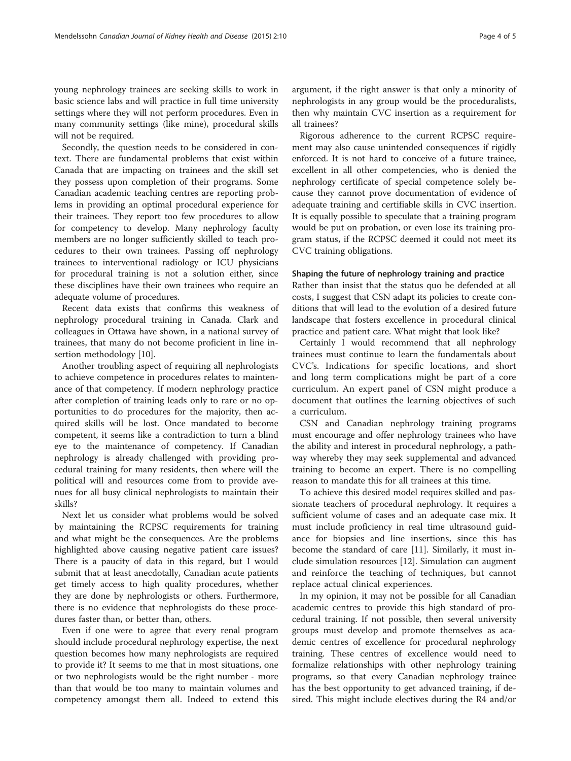young nephrology trainees are seeking skills to work in basic science labs and will practice in full time university settings where they will not perform procedures. Even in many community settings (like mine), procedural skills will not be required.

Secondly, the question needs to be considered in context. There are fundamental problems that exist within Canada that are impacting on trainees and the skill set they possess upon completion of their programs. Some Canadian academic teaching centres are reporting problems in providing an optimal procedural experience for their trainees. They report too few procedures to allow for competency to develop. Many nephrology faculty members are no longer sufficiently skilled to teach procedures to their own trainees. Passing off nephrology trainees to interventional radiology or ICU physicians for procedural training is not a solution either, since these disciplines have their own trainees who require an adequate volume of procedures.

Recent data exists that confirms this weakness of nephrology procedural training in Canada. Clark and colleagues in Ottawa have shown, in a national survey of trainees, that many do not become proficient in line insertion methodology [10].

Another troubling aspect of requiring all nephrologists to achieve competence in procedures relates to maintenance of that competency. If modern nephrology practice after completion of training leads only to rare or no opportunities to do procedures for the majority, then acquired skills will be lost. Once mandated to become competent, it seems like a contradiction to turn a blind eye to the maintenance of competency. If Canadian nephrology is already challenged with providing procedural training for many residents, then where will the political will and resources come from to provide avenues for all busy clinical nephrologists to maintain their skills?

Next let us consider what problems would be solved by maintaining the RCPSC requirements for training and what might be the consequences. Are the problems highlighted above causing negative patient care issues? There is a paucity of data in this regard, but I would submit that at least anecdotally, Canadian acute patients get timely access to high quality procedures, whether they are done by nephrologists or others. Furthermore, there is no evidence that nephrologists do these procedures faster than, or better than, others.

Even if one were to agree that every renal program should include procedural nephrology expertise, the next question becomes how many nephrologists are required to provide it? It seems to me that in most situations, one or two nephrologists would be the right number - more than that would be too many to maintain volumes and competency amongst them all. Indeed to extend this argument, if the right answer is that only a minority of nephrologists in any group would be the proceduralists, then why maintain CVC insertion as a requirement for all trainees?

Rigorous adherence to the current RCPSC requirement may also cause unintended consequences if rigidly enforced. It is not hard to conceive of a future trainee, excellent in all other competencies, who is denied the nephrology certificate of special competence solely because they cannot prove documentation of evidence of adequate training and certifiable skills in CVC insertion. It is equally possible to speculate that a training program would be put on probation, or even lose its training program status, if the RCPSC deemed it could not meet its CVC training obligations.

### Shaping the future of nephrology training and practice

Rather than insist that the status quo be defended at all costs, I suggest that CSN adapt its policies to create conditions that will lead to the evolution of a desired future landscape that fosters excellence in procedural clinical practice and patient care. What might that look like?

Certainly I would recommend that all nephrology trainees must continue to learn the fundamentals about CVC's. Indications for specific locations, and short and long term complications might be part of a core curriculum. An expert panel of CSN might produce a document that outlines the learning objectives of such a curriculum.

CSN and Canadian nephrology training programs must encourage and offer nephrology trainees who have the ability and interest in procedural nephrology, a pathway whereby they may seek supplemental and advanced training to become an expert. There is no compelling reason to mandate this for all trainees at this time.

To achieve this desired model requires skilled and passionate teachers of procedural nephrology. It requires a sufficient volume of cases and an adequate case mix. It must include proficiency in real time ultrasound guidance for biopsies and line insertions, since this has become the standard of care [11]. Similarly, it must include simulation resources [12]. Simulation can augment and reinforce the teaching of techniques, but cannot replace actual clinical experiences.

In my opinion, it may not be possible for all Canadian academic centres to provide this high standard of procedural training. If not possible, then several university groups must develop and promote themselves as academic centres of excellence for procedural nephrology training. These centres of excellence would need to formalize relationships with other nephrology training programs, so that every Canadian nephrology trainee has the best opportunity to get advanced training, if desired. This might include electives during the R4 and/or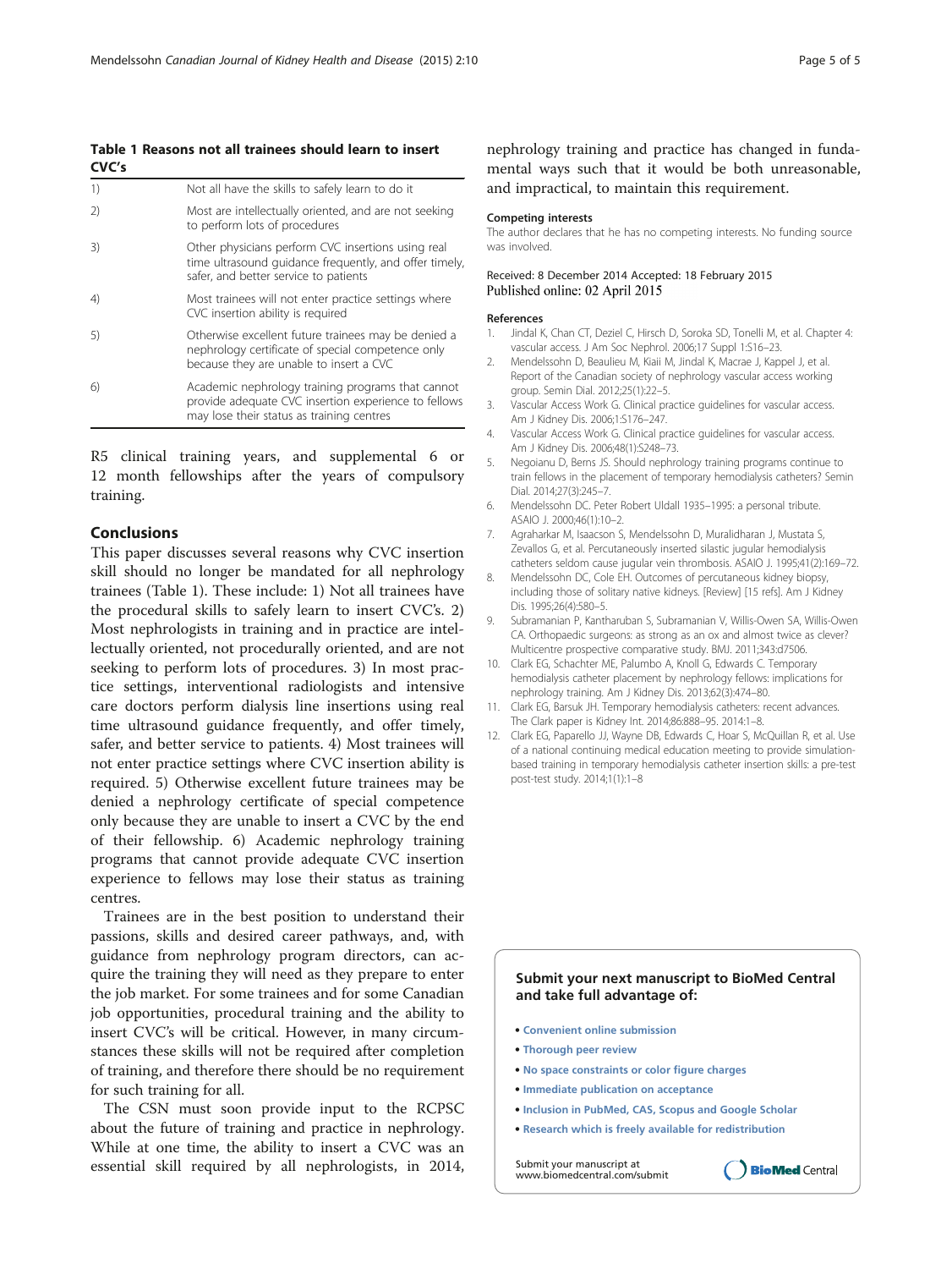**Table 1 Reasons not all trainees should learn to insert CVC's**

| | |
|---|---|
| 1) | Not all have the skills to safely learn to do it |
| 2) | Most are intellectually oriented, and are not seeking to perform lots of procedures |
| 3) | Other physicians perform CVC insertions using real time ultrasound guidance frequently, and offer timely, safer, and better service to patients |
| 4) | Most trainees will not enter practice settings where CVC insertion ability is required |
| 5) | Otherwise excellent future trainees may be denied a nephrology certificate of special competence only because they are unable to insert a CVC |
| 6) | Academic nephrology training programs that cannot provide adequate CVC insertion experience to fellows may lose their status as training centres |

R5 clinical training years, and supplemental 6 or 12 month fellowships after the years of compulsory training.

## Conclusions

This paper discusses several reasons why CVC insertion skill should no longer be mandated for all nephrology trainees (Table 1). These include: 1) Not all trainees have the procedural skills to safely learn to insert CVC's. 2) Most nephrologists in training and in practice are intellectually oriented, not procedurally oriented, and are not seeking to perform lots of procedures. 3) In most practice settings, interventional radiologists and intensive care doctors perform dialysis line insertions using real time ultrasound guidance frequently, and offer timely, safer, and better service to patients. 4) Most trainees will not enter practice settings where CVC insertion ability is required. 5) Otherwise excellent future trainees may be denied a nephrology certificate of special competence only because they are unable to insert a CVC by the end of their fellowship. 6) Academic nephrology training programs that cannot provide adequate CVC insertion experience to fellows may lose their status as training centres.

Trainees are in the best position to understand their passions, skills and desired career pathways, and, with guidance from nephrology program directors, can acquire the training they will need as they prepare to enter the job market. For some trainees and for some Canadian job opportunities, procedural training and the ability to insert CVC's will be critical. However, in many circumstances these skills will not be required after completion of training, and therefore there should be no requirement for such training for all.

The CSN must soon provide input to the RCPSC about the future of training and practice in nephrology. While at one time, the ability to insert a CVC was an essential skill required by all nephrologists, in 2014, nephrology training and practice has changed in fundamental ways such that it would be both unreasonable, and impractical, to maintain this requirement.

#### Competing interests

The author declares that he has no competing interests. No funding source was involved.

Received: 8 December 2014 Accepted: 18 February 2015
Published online: 02 April 2015

#### References

1. Jindal K, Chan CT, Deziel C, Hirsch D, Soroka SD, Tonelli M, et al. Chapter 4: vascular access. J Am Soc Nephrol. 2006;17 Suppl 1:S16–23.
2. Mendelssohn D, Beaulieu M, Kiaii M, Jindal K, Macrae J, Kappel J, et al. Report of the Canadian society of nephrology vascular access working group. Semin Dial. 2012;25(1):22–5.
3. Vascular Access Work G. Clinical practice guidelines for vascular access. Am J Kidney Dis. 2006;1:S176–247.
4. Vascular Access Work G. Clinical practice guidelines for vascular access. Am J Kidney Dis. 2006;48(1):S248–73.
5. Negoianu D, Berns JS. Should nephrology training programs continue to train fellows in the placement of temporary hemodialysis catheters? Semin Dial. 2014;27(3):245–7.
6. Mendelssohn DC. Peter Robert Uldall 1935–1995: a personal tribute. ASAIO J. 2000;46(1):10–2.
7. Agraharkar M, Isaacson S, Mendelssohn D, Muralidharan J, Mustata S, Zevallos G, et al. Percutaneously inserted silastic jugular hemodialysis catheters seldom cause jugular vein thrombosis. ASAIO J. 1995;41(2):169–72.
8. Mendelssohn DC, Cole EH. Outcomes of percutaneous kidney biopsy, including those of solitary native kidneys. [Review] [15 refs]. Am J Kidney Dis. 1995;26(4):580–5.
9. Subramanian P, Kantharuban S, Subramanian V, Willis-Owen SA, Willis-Owen CA. Orthopaedic surgeons: as strong as an ox and almost twice as clever? Multicentre prospective comparative study. BMJ. 2011;343:d7506.
10. Clark EG, Schachter ME, Palumbo A, Knoll G, Edwards C. Temporary hemodialysis catheter placement by nephrology fellows: implications for nephrology training. Am J Kidney Dis. 2013;62(3):474–80.
11. Clark EG, Barsuk JH. Temporary hemodialysis catheters: recent advances. The Clark paper is Kidney Int. 2014;86:888–95. 2014:1–8.
12. Clark EG, Paparello JJ, Wayne DB, Edwards C, Hoar S, McQuillan R, et al. Use of a national continuing medical education meeting to provide simulation-based training in temporary hemodialysis catheter insertion skills: a pre-test post-test study. 2014;1(1):1–8

**Submit your next manuscript to BioMed Central and take full advantage of:**

- Convenient online submission
- Thorough peer review
- No space constraints or color figure charges
- Immediate publication on acceptance
- Inclusion in PubMed, CAS, Scopus and Google Scholar
- Research which is freely available for redistribution

Submit your manuscript at www.biomedcentral.com/submit

BioMed Central